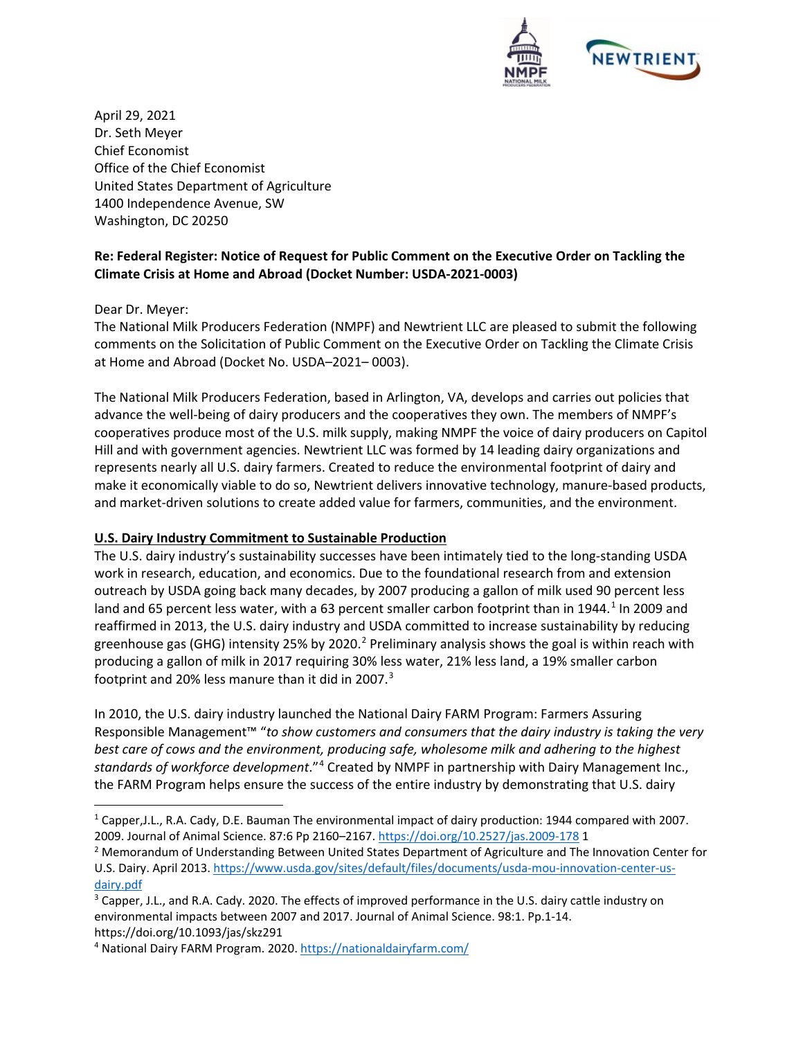April 29, 2021
Dr. Seth Meyer
Chief Economist
Office of the Chief Economist
United States Department of Agriculture
1400 Independence Avenue, SW
Washington, DC 20250

**Re: Federal Register: Notice of Request for Public Comment on the Executive Order on Tackling the Climate Crisis at Home and Abroad (Docket Number: USDA-2021-0003)**

Dear Dr. Meyer:
The National Milk Producers Federation (NMPF) and Newtrient LLC are pleased to submit the following comments on the Solicitation of Public Comment on the Executive Order on Tackling the Climate Crisis at Home and Abroad (Docket No. USDA–2021– 0003).

The National Milk Producers Federation, based in Arlington, VA, develops and carries out policies that advance the well-being of dairy producers and the cooperatives they own. The members of NMPF's cooperatives produce most of the U.S. milk supply, making NMPF the voice of dairy producers on Capitol Hill and with government agencies. Newtrient LLC was formed by 14 leading dairy organizations and represents nearly all U.S. dairy farmers. Created to reduce the environmental footprint of dairy and make it economically viable to do so, Newtrient delivers innovative technology, manure-based products, and market-driven solutions to create added value for farmers, communities, and the environment.

## U.S. Dairy Industry Commitment to Sustainable Production

The U.S. dairy industry's sustainability successes have been intimately tied to the long-standing USDA work in research, education, and economics. Due to the foundational research from and extension outreach by USDA going back many decades, by 2007 producing a gallon of milk used 90 percent less land and 65 percent less water, with a 63 percent smaller carbon footprint than in 1944.[1] In 2009 and reaffirmed in 2013, the U.S. dairy industry and USDA committed to increase sustainability by reducing greenhouse gas (GHG) intensity 25% by 2020.[2] Preliminary analysis shows the goal is within reach with producing a gallon of milk in 2017 requiring 30% less water, 21% less land, a 19% smaller carbon footprint and 20% less manure than it did in 2007.[3]

In 2010, the U.S. dairy industry launched the National Dairy FARM Program: Farmers Assuring Responsible Management™ "*to show customers and consumers that the dairy industry is taking the very best care of cows and the environment, producing safe, wholesome milk and adhering to the highest standards of workforce development*."[4] Created by NMPF in partnership with Dairy Management Inc., the FARM Program helps ensure the success of the entire industry by demonstrating that U.S. dairy

---

[1] Capper,J.L., R.A. Cady, D.E. Bauman The environmental impact of dairy production: 1944 compared with 2007. 2009. Journal of Animal Science. 87:6 Pp 2160–2167. https://doi.org/10.2527/jas.2009-178 1

[2] Memorandum of Understanding Between United States Department of Agriculture and The Innovation Center for U.S. Dairy. April 2013. https://www.usda.gov/sites/default/files/documents/usda-mou-innovation-center-us-dairy.pdf

[3] Capper, J.L., and R.A. Cady. 2020. The effects of improved performance in the U.S. dairy cattle industry on environmental impacts between 2007 and 2017. Journal of Animal Science. 98:1. Pp.1-14. https://doi.org/10.1093/jas/skz291

[4] National Dairy FARM Program. 2020. https://nationaldairyfarm.com/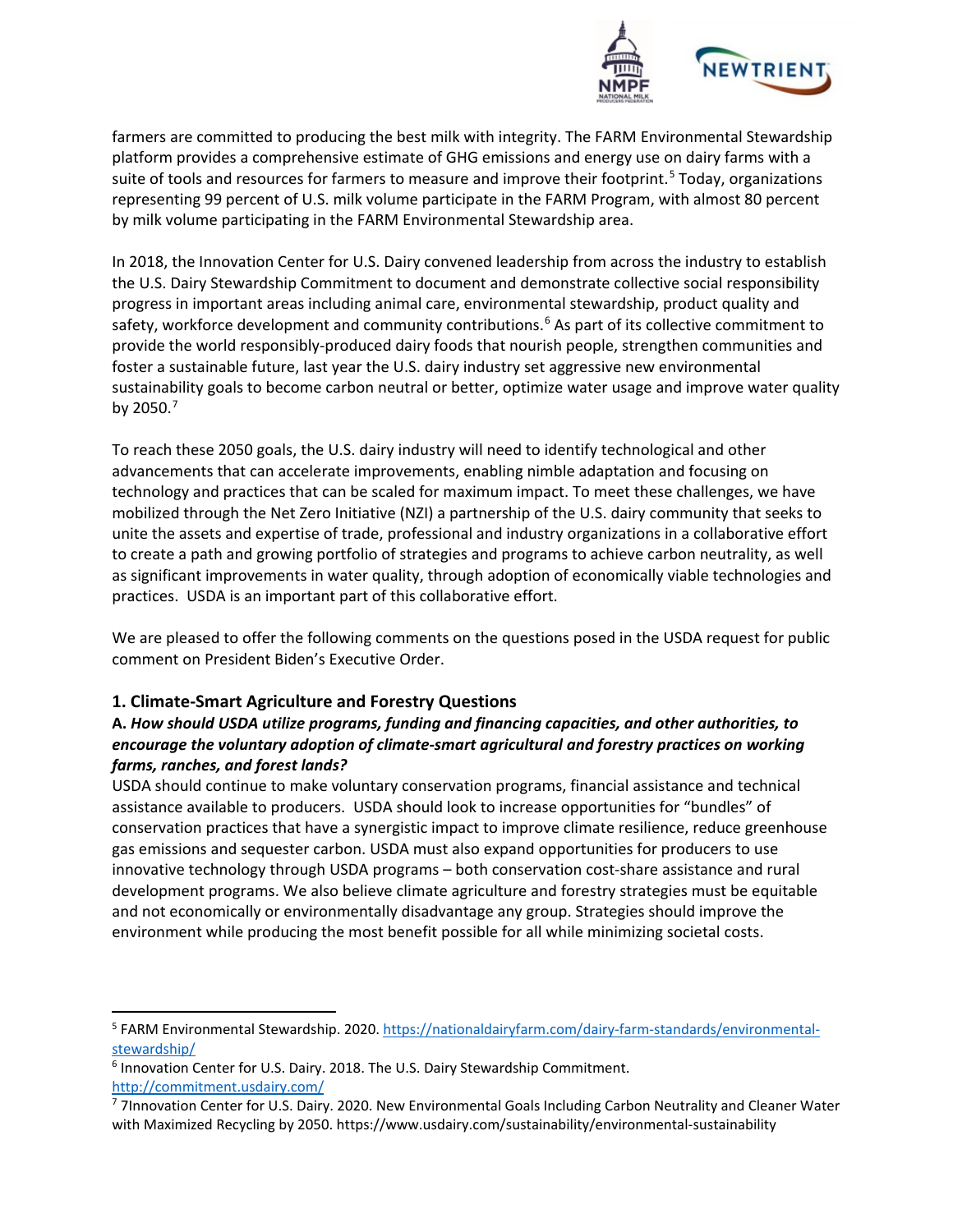farmers are committed to producing the best milk with integrity. The FARM Environmental Stewardship platform provides a comprehensive estimate of GHG emissions and energy use on dairy farms with a suite of tools and resources for farmers to measure and improve their footprint.[5] Today, organizations representing 99 percent of U.S. milk volume participate in the FARM Program, with almost 80 percent by milk volume participating in the FARM Environmental Stewardship area.

In 2018, the Innovation Center for U.S. Dairy convened leadership from across the industry to establish the U.S. Dairy Stewardship Commitment to document and demonstrate collective social responsibility progress in important areas including animal care, environmental stewardship, product quality and safety, workforce development and community contributions.[6] As part of its collective commitment to provide the world responsibly-produced dairy foods that nourish people, strengthen communities and foster a sustainable future, last year the U.S. dairy industry set aggressive new environmental sustainability goals to become carbon neutral or better, optimize water usage and improve water quality by 2050.[7]

To reach these 2050 goals, the U.S. dairy industry will need to identify technological and other advancements that can accelerate improvements, enabling nimble adaptation and focusing on technology and practices that can be scaled for maximum impact. To meet these challenges, we have mobilized through the Net Zero Initiative (NZI) a partnership of the U.S. dairy community that seeks to unite the assets and expertise of trade, professional and industry organizations in a collaborative effort to create a path and growing portfolio of strategies and programs to achieve carbon neutrality, as well as significant improvements in water quality, through adoption of economically viable technologies and practices. USDA is an important part of this collaborative effort.

We are pleased to offer the following comments on the questions posed in the USDA request for public comment on President Biden's Executive Order.

### 1. Climate-Smart Agriculture and Forestry Questions

**A.** ***How should USDA utilize programs, funding and financing capacities, and other authorities, to encourage the voluntary adoption of climate-smart agricultural and forestry practices on working farms, ranches, and forest lands?***

USDA should continue to make voluntary conservation programs, financial assistance and technical assistance available to producers. USDA should look to increase opportunities for "bundles" of conservation practices that have a synergistic impact to improve climate resilience, reduce greenhouse gas emissions and sequester carbon. USDA must also expand opportunities for producers to use innovative technology through USDA programs – both conservation cost-share assistance and rural development programs. We also believe climate agriculture and forestry strategies must be equitable and not economically or environmentally disadvantage any group. Strategies should improve the environment while producing the most benefit possible for all while minimizing societal costs.

---

[5] FARM Environmental Stewardship. 2020. https://nationaldairyfarm.com/dairy-farm-standards/environmental-stewardship/

[6] Innovation Center for U.S. Dairy. 2018. The U.S. Dairy Stewardship Commitment. http://commitment.usdairy.com/

[7] 7Innovation Center for U.S. Dairy. 2020. New Environmental Goals Including Carbon Neutrality and Cleaner Water with Maximized Recycling by 2050. https://www.usdairy.com/sustainability/environmental-sustainability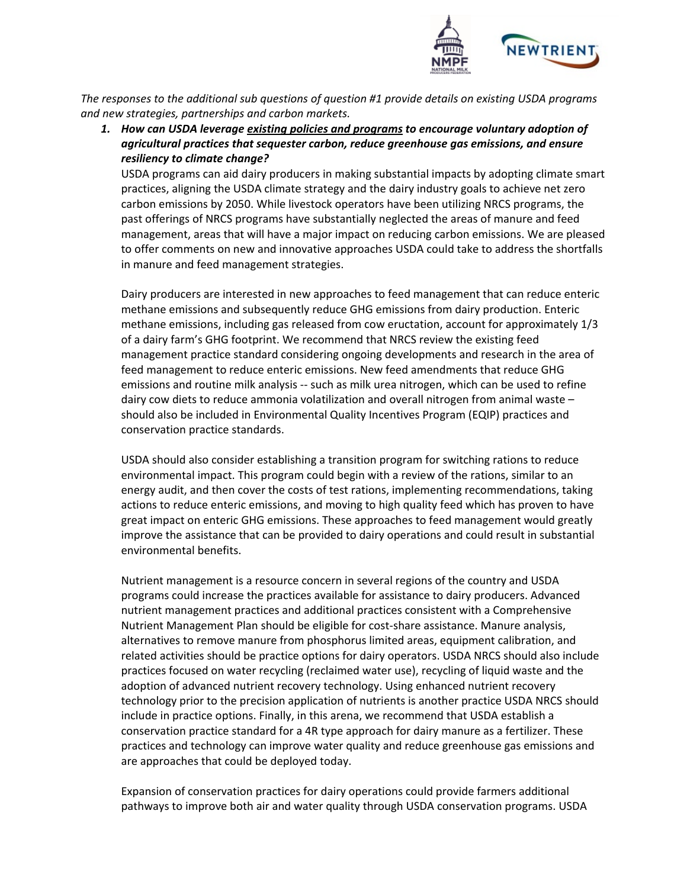*The responses to the additional sub questions of question #1 provide details on existing USDA programs and new strategies, partnerships and carbon markets.*

1. ***How can USDA leverage existing policies and programs to encourage voluntary adoption of agricultural practices that sequester carbon, reduce greenhouse gas emissions, and ensure resiliency to climate change?***

   USDA programs can aid dairy producers in making substantial impacts by adopting climate smart practices, aligning the USDA climate strategy and the dairy industry goals to achieve net zero carbon emissions by 2050. While livestock operators have been utilizing NRCS programs, the past offerings of NRCS programs have substantially neglected the areas of manure and feed management, areas that will have a major impact on reducing carbon emissions. We are pleased to offer comments on new and innovative approaches USDA could take to address the shortfalls in manure and feed management strategies.

   Dairy producers are interested in new approaches to feed management that can reduce enteric methane emissions and subsequently reduce GHG emissions from dairy production. Enteric methane emissions, including gas released from cow eructation, account for approximately 1/3 of a dairy farm's GHG footprint. We recommend that NRCS review the existing feed management practice standard considering ongoing developments and research in the area of feed management to reduce enteric emissions. New feed amendments that reduce GHG emissions and routine milk analysis -- such as milk urea nitrogen, which can be used to refine dairy cow diets to reduce ammonia volatilization and overall nitrogen from animal waste – should also be included in Environmental Quality Incentives Program (EQIP) practices and conservation practice standards.

   USDA should also consider establishing a transition program for switching rations to reduce environmental impact. This program could begin with a review of the rations, similar to an energy audit, and then cover the costs of test rations, implementing recommendations, taking actions to reduce enteric emissions, and moving to high quality feed which has proven to have great impact on enteric GHG emissions. These approaches to feed management would greatly improve the assistance that can be provided to dairy operations and could result in substantial environmental benefits.

   Nutrient management is a resource concern in several regions of the country and USDA programs could increase the practices available for assistance to dairy producers. Advanced nutrient management practices and additional practices consistent with a Comprehensive Nutrient Management Plan should be eligible for cost-share assistance. Manure analysis, alternatives to remove manure from phosphorus limited areas, equipment calibration, and related activities should be practice options for dairy operators. USDA NRCS should also include practices focused on water recycling (reclaimed water use), recycling of liquid waste and the adoption of advanced nutrient recovery technology. Using enhanced nutrient recovery technology prior to the precision application of nutrients is another practice USDA NRCS should include in practice options. Finally, in this arena, we recommend that USDA establish a conservation practice standard for a 4R type approach for dairy manure as a fertilizer. These practices and technology can improve water quality and reduce greenhouse gas emissions and are approaches that could be deployed today.

   Expansion of conservation practices for dairy operations could provide farmers additional pathways to improve both air and water quality through USDA conservation programs. USDA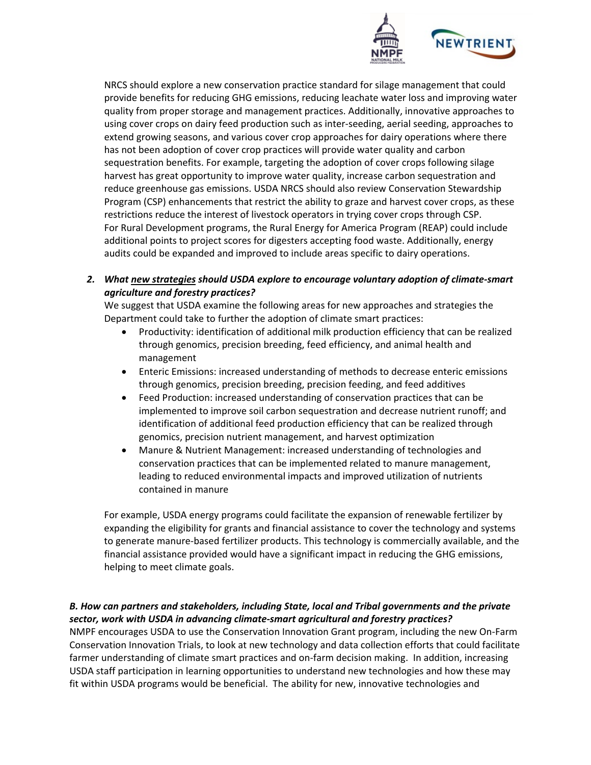NRCS should explore a new conservation practice standard for silage management that could provide benefits for reducing GHG emissions, reducing leachate water loss and improving water quality from proper storage and management practices. Additionally, innovative approaches to using cover crops on dairy feed production such as inter-seeding, aerial seeding, approaches to extend growing seasons, and various cover crop approaches for dairy operations where there has not been adoption of cover crop practices will provide water quality and carbon sequestration benefits. For example, targeting the adoption of cover crops following silage harvest has great opportunity to improve water quality, increase carbon sequestration and reduce greenhouse gas emissions. USDA NRCS should also review Conservation Stewardship Program (CSP) enhancements that restrict the ability to graze and harvest cover crops, as these restrictions reduce the interest of livestock operators in trying cover crops through CSP. For Rural Development programs, the Rural Energy for America Program (REAP) could include additional points to project scores for digesters accepting food waste. Additionally, energy audits could be expanded and improved to include areas specific to dairy operations.

2. ***What <u>new strategies</u> should USDA explore to encourage voluntary adoption of climate-smart agriculture and forestry practices?***

   We suggest that USDA examine the following areas for new approaches and strategies the Department could take to further the adoption of climate smart practices:

   - Productivity: identification of additional milk production efficiency that can be realized through genomics, precision breeding, feed efficiency, and animal health and management
   - Enteric Emissions: increased understanding of methods to decrease enteric emissions through genomics, precision breeding, precision feeding, and feed additives
   - Feed Production: increased understanding of conservation practices that can be implemented to improve soil carbon sequestration and decrease nutrient runoff; and identification of additional feed production efficiency that can be realized through genomics, precision nutrient management, and harvest optimization
   - Manure & Nutrient Management: increased understanding of technologies and conservation practices that can be implemented related to manure management, leading to reduced environmental impacts and improved utilization of nutrients contained in manure

   For example, USDA energy programs could facilitate the expansion of renewable fertilizer by expanding the eligibility for grants and financial assistance to cover the technology and systems to generate manure-based fertilizer products. This technology is commercially available, and the financial assistance provided would have a significant impact in reducing the GHG emissions, helping to meet climate goals.

***B. How can partners and stakeholders, including State, local and Tribal governments and the private sector, work with USDA in advancing climate-smart agricultural and forestry practices?***

NMPF encourages USDA to use the Conservation Innovation Grant program, including the new On-Farm Conservation Innovation Trials, to look at new technology and data collection efforts that could facilitate farmer understanding of climate smart practices and on-farm decision making. In addition, increasing USDA staff participation in learning opportunities to understand new technologies and how these may fit within USDA programs would be beneficial. The ability for new, innovative technologies and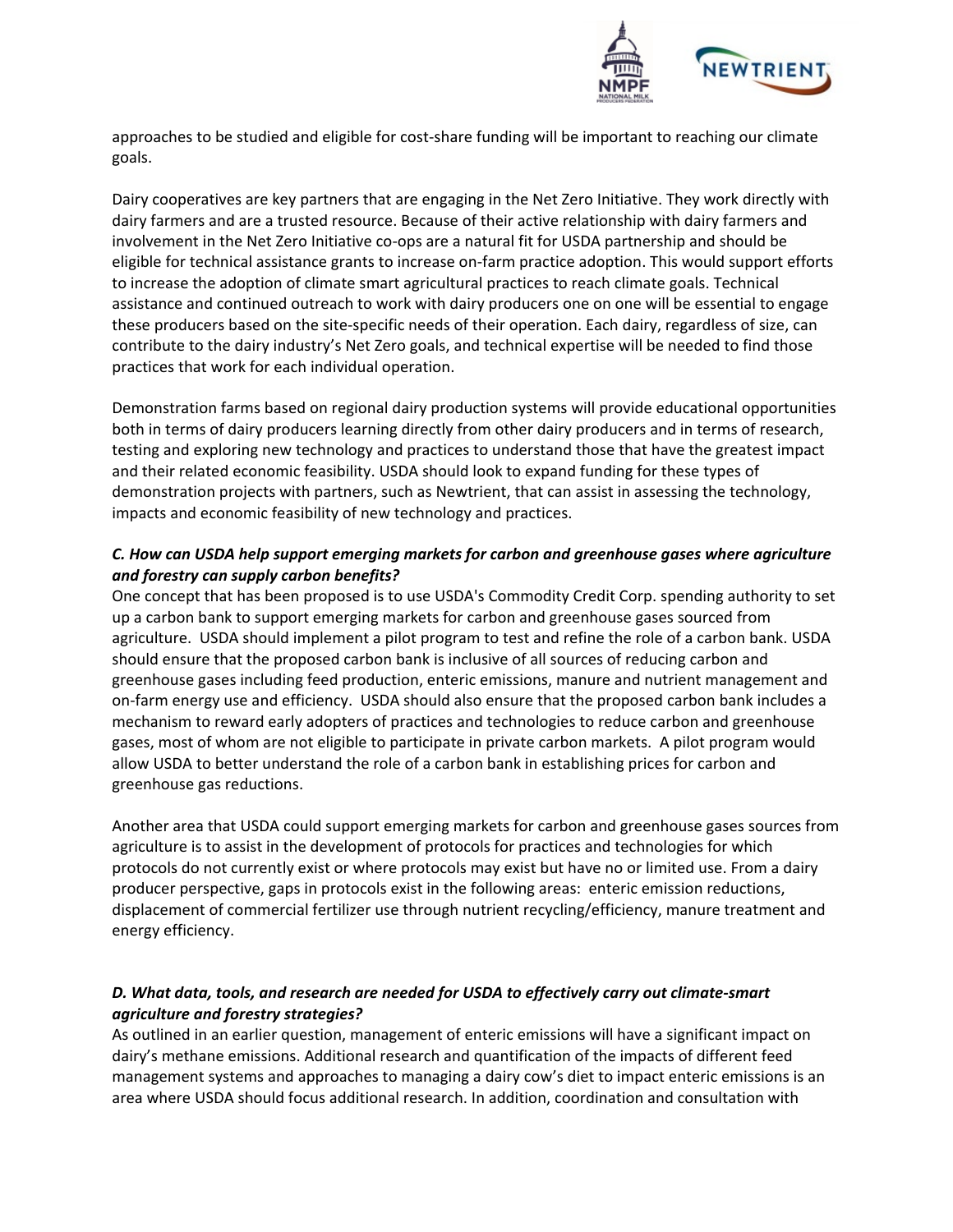approaches to be studied and eligible for cost-share funding will be important to reaching our climate goals.

Dairy cooperatives are key partners that are engaging in the Net Zero Initiative. They work directly with dairy farmers and are a trusted resource. Because of their active relationship with dairy farmers and involvement in the Net Zero Initiative co-ops are a natural fit for USDA partnership and should be eligible for technical assistance grants to increase on-farm practice adoption. This would support efforts to increase the adoption of climate smart agricultural practices to reach climate goals. Technical assistance and continued outreach to work with dairy producers one on one will be essential to engage these producers based on the site-specific needs of their operation. Each dairy, regardless of size, can contribute to the dairy industry's Net Zero goals, and technical expertise will be needed to find those practices that work for each individual operation.

Demonstration farms based on regional dairy production systems will provide educational opportunities both in terms of dairy producers learning directly from other dairy producers and in terms of research, testing and exploring new technology and practices to understand those that have the greatest impact and their related economic feasibility. USDA should look to expand funding for these types of demonstration projects with partners, such as Newtrient, that can assist in assessing the technology, impacts and economic feasibility of new technology and practices.

***C. How can USDA help support emerging markets for carbon and greenhouse gases where agriculture and forestry can supply carbon benefits?***

One concept that has been proposed is to use USDA's Commodity Credit Corp. spending authority to set up a carbon bank to support emerging markets for carbon and greenhouse gases sourced from agriculture. USDA should implement a pilot program to test and refine the role of a carbon bank. USDA should ensure that the proposed carbon bank is inclusive of all sources of reducing carbon and greenhouse gases including feed production, enteric emissions, manure and nutrient management and on-farm energy use and efficiency. USDA should also ensure that the proposed carbon bank includes a mechanism to reward early adopters of practices and technologies to reduce carbon and greenhouse gases, most of whom are not eligible to participate in private carbon markets. A pilot program would allow USDA to better understand the role of a carbon bank in establishing prices for carbon and greenhouse gas reductions.

Another area that USDA could support emerging markets for carbon and greenhouse gases sources from agriculture is to assist in the development of protocols for practices and technologies for which protocols do not currently exist or where protocols may exist but have no or limited use. From a dairy producer perspective, gaps in protocols exist in the following areas: enteric emission reductions, displacement of commercial fertilizer use through nutrient recycling/efficiency, manure treatment and energy efficiency.

***D. What data, tools, and research are needed for USDA to effectively carry out climate-smart agriculture and forestry strategies?***

As outlined in an earlier question, management of enteric emissions will have a significant impact on dairy's methane emissions. Additional research and quantification of the impacts of different feed management systems and approaches to managing a dairy cow's diet to impact enteric emissions is an area where USDA should focus additional research. In addition, coordination and consultation with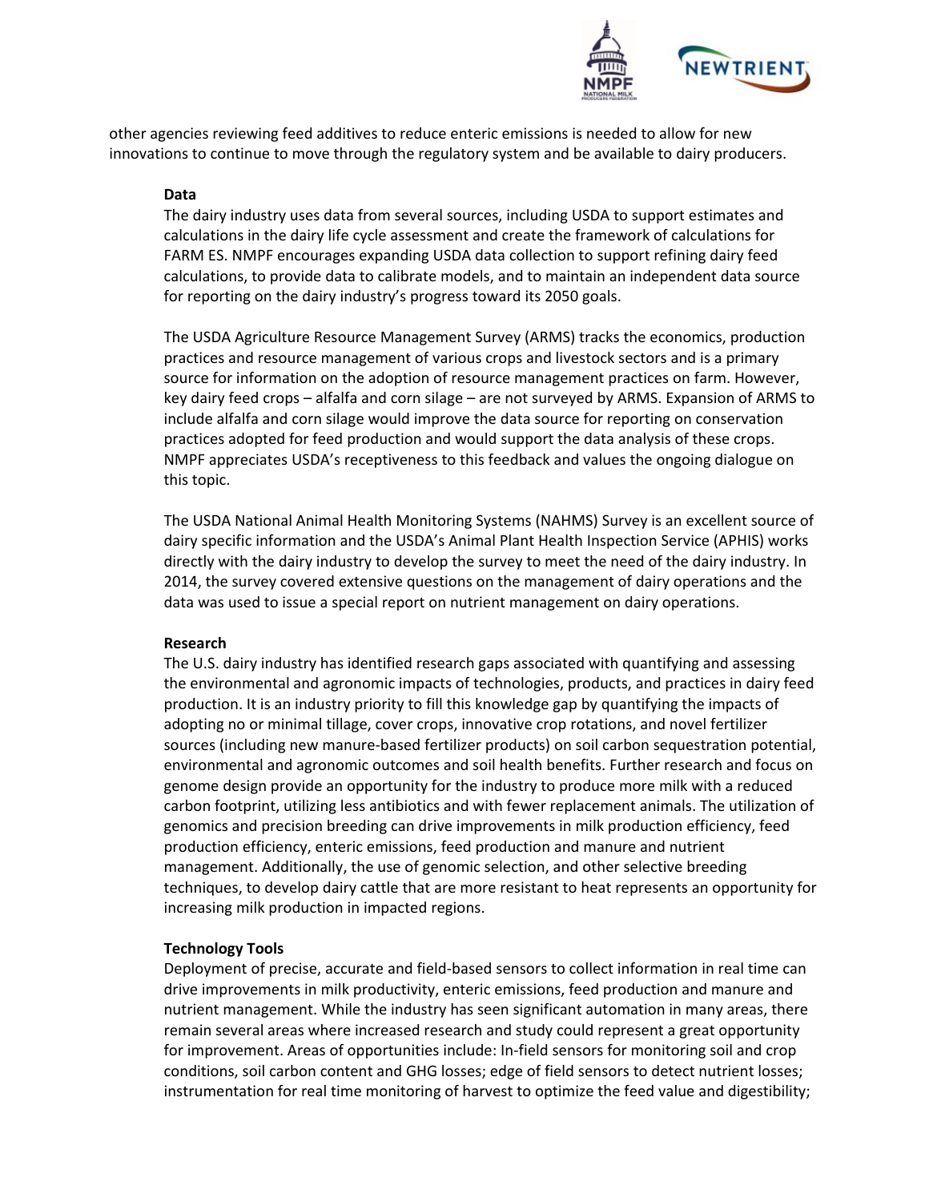other agencies reviewing feed additives to reduce enteric emissions is needed to allow for new innovations to continue to move through the regulatory system and be available to dairy producers.

**Data**

The dairy industry uses data from several sources, including USDA to support estimates and calculations in the dairy life cycle assessment and create the framework of calculations for FARM ES. NMPF encourages expanding USDA data collection to support refining dairy feed calculations, to provide data to calibrate models, and to maintain an independent data source for reporting on the dairy industry's progress toward its 2050 goals.

The USDA Agriculture Resource Management Survey (ARMS) tracks the economics, production practices and resource management of various crops and livestock sectors and is a primary source for information on the adoption of resource management practices on farm. However, key dairy feed crops – alfalfa and corn silage – are not surveyed by ARMS. Expansion of ARMS to include alfalfa and corn silage would improve the data source for reporting on conservation practices adopted for feed production and would support the data analysis of these crops. NMPF appreciates USDA's receptiveness to this feedback and values the ongoing dialogue on this topic.

The USDA National Animal Health Monitoring Systems (NAHMS) Survey is an excellent source of dairy specific information and the USDA's Animal Plant Health Inspection Service (APHIS) works directly with the dairy industry to develop the survey to meet the need of the dairy industry. In 2014, the survey covered extensive questions on the management of dairy operations and the data was used to issue a special report on nutrient management on dairy operations.

**Research**

The U.S. dairy industry has identified research gaps associated with quantifying and assessing the environmental and agronomic impacts of technologies, products, and practices in dairy feed production. It is an industry priority to fill this knowledge gap by quantifying the impacts of adopting no or minimal tillage, cover crops, innovative crop rotations, and novel fertilizer sources (including new manure-based fertilizer products) on soil carbon sequestration potential, environmental and agronomic outcomes and soil health benefits. Further research and focus on genome design provide an opportunity for the industry to produce more milk with a reduced carbon footprint, utilizing less antibiotics and with fewer replacement animals. The utilization of genomics and precision breeding can drive improvements in milk production efficiency, feed production efficiency, enteric emissions, feed production and manure and nutrient management. Additionally, the use of genomic selection, and other selective breeding techniques, to develop dairy cattle that are more resistant to heat represents an opportunity for increasing milk production in impacted regions.

**Technology Tools**

Deployment of precise, accurate and field-based sensors to collect information in real time can drive improvements in milk productivity, enteric emissions, feed production and manure and nutrient management. While the industry has seen significant automation in many areas, there remain several areas where increased research and study could represent a great opportunity for improvement. Areas of opportunities include: In-field sensors for monitoring soil and crop conditions, soil carbon content and GHG losses; edge of field sensors to detect nutrient losses; instrumentation for real time monitoring of harvest to optimize the feed value and digestibility;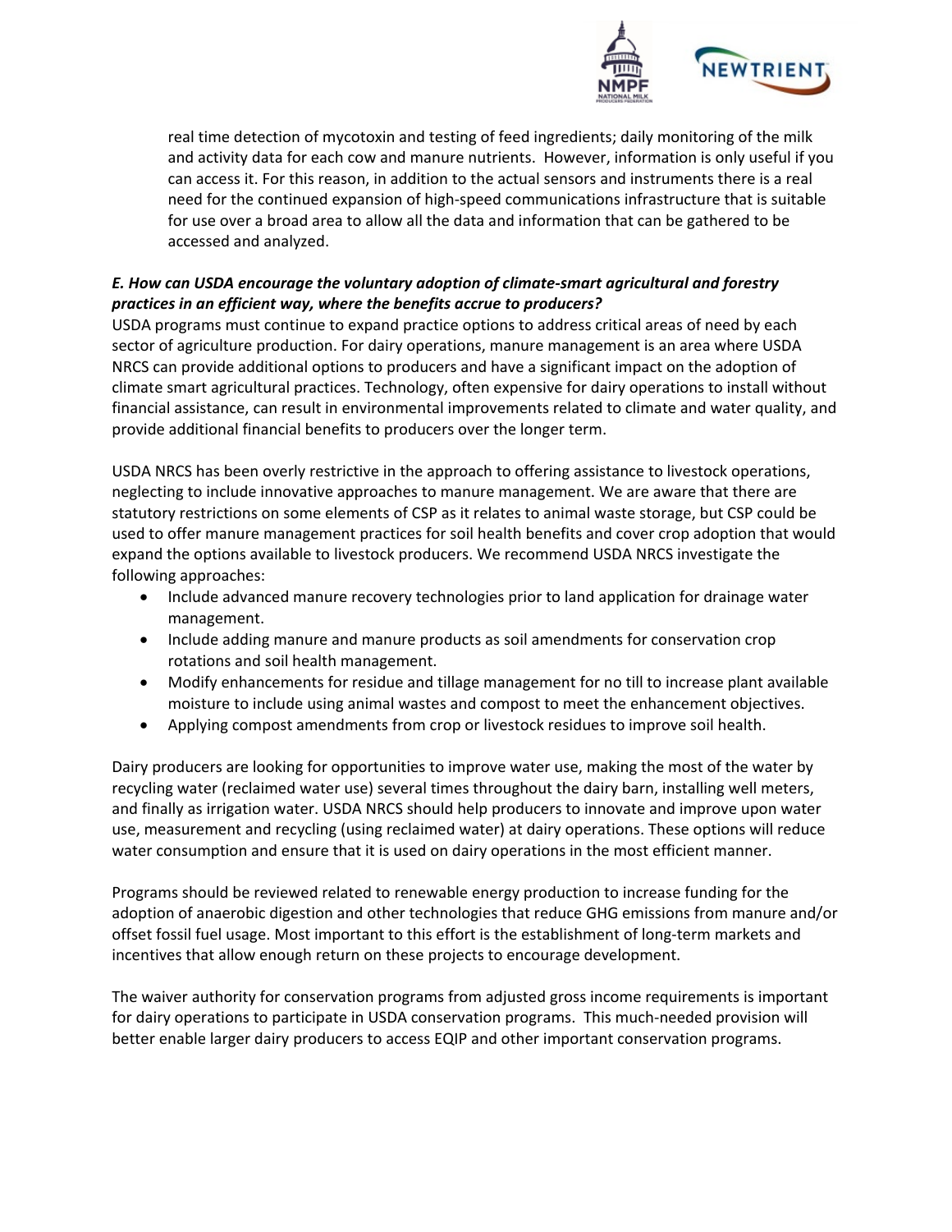real time detection of mycotoxin and testing of feed ingredients; daily monitoring of the milk and activity data for each cow and manure nutrients. However, information is only useful if you can access it. For this reason, in addition to the actual sensors and instruments there is a real need for the continued expansion of high-speed communications infrastructure that is suitable for use over a broad area to allow all the data and information that can be gathered to be accessed and analyzed.

***E. How can USDA encourage the voluntary adoption of climate-smart agricultural and forestry practices in an efficient way, where the benefits accrue to producers?***

USDA programs must continue to expand practice options to address critical areas of need by each sector of agriculture production. For dairy operations, manure management is an area where USDA NRCS can provide additional options to producers and have a significant impact on the adoption of climate smart agricultural practices. Technology, often expensive for dairy operations to install without financial assistance, can result in environmental improvements related to climate and water quality, and provide additional financial benefits to producers over the longer term.

USDA NRCS has been overly restrictive in the approach to offering assistance to livestock operations, neglecting to include innovative approaches to manure management. We are aware that there are statutory restrictions on some elements of CSP as it relates to animal waste storage, but CSP could be used to offer manure management practices for soil health benefits and cover crop adoption that would expand the options available to livestock producers. We recommend USDA NRCS investigate the following approaches:

- Include advanced manure recovery technologies prior to land application for drainage water management.
- Include adding manure and manure products as soil amendments for conservation crop rotations and soil health management.
- Modify enhancements for residue and tillage management for no till to increase plant available moisture to include using animal wastes and compost to meet the enhancement objectives.
- Applying compost amendments from crop or livestock residues to improve soil health.

Dairy producers are looking for opportunities to improve water use, making the most of the water by recycling water (reclaimed water use) several times throughout the dairy barn, installing well meters, and finally as irrigation water. USDA NRCS should help producers to innovate and improve upon water use, measurement and recycling (using reclaimed water) at dairy operations. These options will reduce water consumption and ensure that it is used on dairy operations in the most efficient manner.

Programs should be reviewed related to renewable energy production to increase funding for the adoption of anaerobic digestion and other technologies that reduce GHG emissions from manure and/or offset fossil fuel usage. Most important to this effort is the establishment of long-term markets and incentives that allow enough return on these projects to encourage development.

The waiver authority for conservation programs from adjusted gross income requirements is important for dairy operations to participate in USDA conservation programs. This much-needed provision will better enable larger dairy producers to access EQIP and other important conservation programs.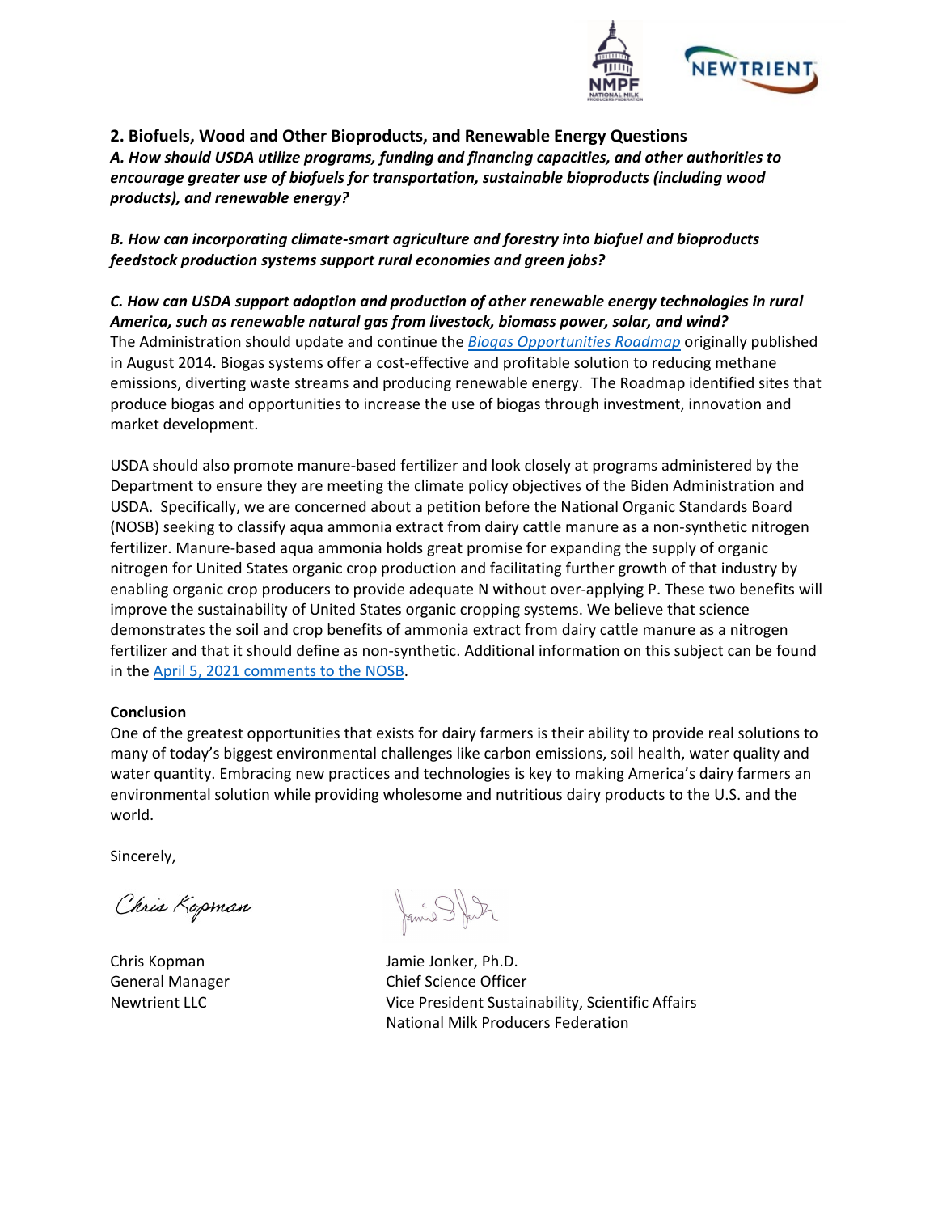## 2. Biofuels, Wood and Other Bioproducts, and Renewable Energy Questions

***A. How should USDA utilize programs, funding and financing capacities, and other authorities to encourage greater use of biofuels for transportation, sustainable bioproducts (including wood products), and renewable energy?***

***B. How can incorporating climate-smart agriculture and forestry into biofuel and bioproducts feedstock production systems support rural economies and green jobs?***

***C. How can USDA support adoption and production of other renewable energy technologies in rural America, such as renewable natural gas from livestock, biomass power, solar, and wind?***

The Administration should update and continue the *Biogas Opportunities Roadmap* originally published in August 2014. Biogas systems offer a cost-effective and profitable solution to reducing methane emissions, diverting waste streams and producing renewable energy. The Roadmap identified sites that produce biogas and opportunities to increase the use of biogas through investment, innovation and market development.

USDA should also promote manure-based fertilizer and look closely at programs administered by the Department to ensure they are meeting the climate policy objectives of the Biden Administration and USDA. Specifically, we are concerned about a petition before the National Organic Standards Board (NOSB) seeking to classify aqua ammonia extract from dairy cattle manure as a non-synthetic nitrogen fertilizer. Manure-based aqua ammonia holds great promise for expanding the supply of organic nitrogen for United States organic crop production and facilitating further growth of that industry by enabling organic crop producers to provide adequate N without over-applying P. These two benefits will improve the sustainability of United States organic cropping systems. We believe that science demonstrates the soil and crop benefits of ammonia extract from dairy cattle manure as a nitrogen fertilizer and that it should define as non-synthetic. Additional information on this subject can be found in the April 5, 2021 comments to the NOSB.

**Conclusion**

One of the greatest opportunities that exists for dairy farmers is their ability to provide real solutions to many of today's biggest environmental challenges like carbon emissions, soil health, water quality and water quantity. Embracing new practices and technologies is key to making America's dairy farmers an environmental solution while providing wholesome and nutritious dairy products to the U.S. and the world.

Sincerely,

Chris Kopman
General Manager
Newtrient LLC

Jamie Jonker, Ph.D.
Chief Science Officer
Vice President Sustainability, Scientific Affairs
National Milk Producers Federation